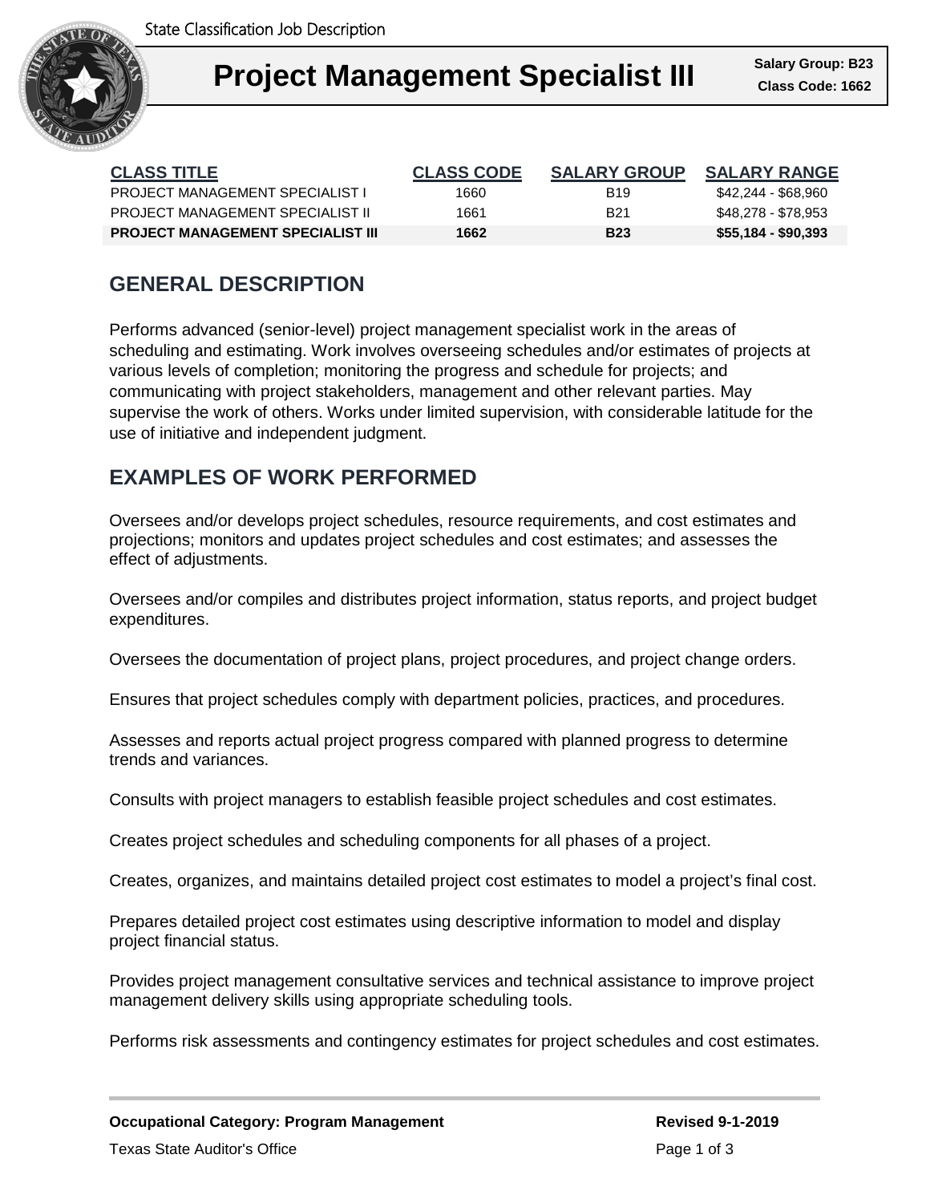State Classification Job Description

# Project Management Specialist III

**Salary Group: B23**
**Class Code: 1662**

| CLASS TITLE | CLASS CODE | SALARY GROUP | SALARY RANGE |
|---|---|---|---|
| PROJECT MANAGEMENT SPECIALIST I | 1660 | B19 | $42,244 - $68,960 |
| PROJECT MANAGEMENT SPECIALIST II | 1661 | B21 | $48,278 - $78,953 |
| **PROJECT MANAGEMENT SPECIALIST III** | **1662** | **B23** | **$55,184 - $90,393** |

## GENERAL DESCRIPTION

Performs advanced (senior-level) project management specialist work in the areas of scheduling and estimating. Work involves overseeing schedules and/or estimates of projects at various levels of completion; monitoring the progress and schedule for projects; and communicating with project stakeholders, management and other relevant parties. May supervise the work of others. Works under limited supervision, with considerable latitude for the use of initiative and independent judgment.

## EXAMPLES OF WORK PERFORMED

Oversees and/or develops project schedules, resource requirements, and cost estimates and projections; monitors and updates project schedules and cost estimates; and assesses the effect of adjustments.

Oversees and/or compiles and distributes project information, status reports, and project budget expenditures.

Oversees the documentation of project plans, project procedures, and project change orders.

Ensures that project schedules comply with department policies, practices, and procedures.

Assesses and reports actual project progress compared with planned progress to determine trends and variances.

Consults with project managers to establish feasible project schedules and cost estimates.

Creates project schedules and scheduling components for all phases of a project.

Creates, organizes, and maintains detailed project cost estimates to model a project's final cost.

Prepares detailed project cost estimates using descriptive information to model and display project financial status.

Provides project management consultative services and technical assistance to improve project management delivery skills using appropriate scheduling tools.

Performs risk assessments and contingency estimates for project schedules and cost estimates.

**Occupational Category: Program Management** **Revised 9-1-2019**

Texas State Auditor's Office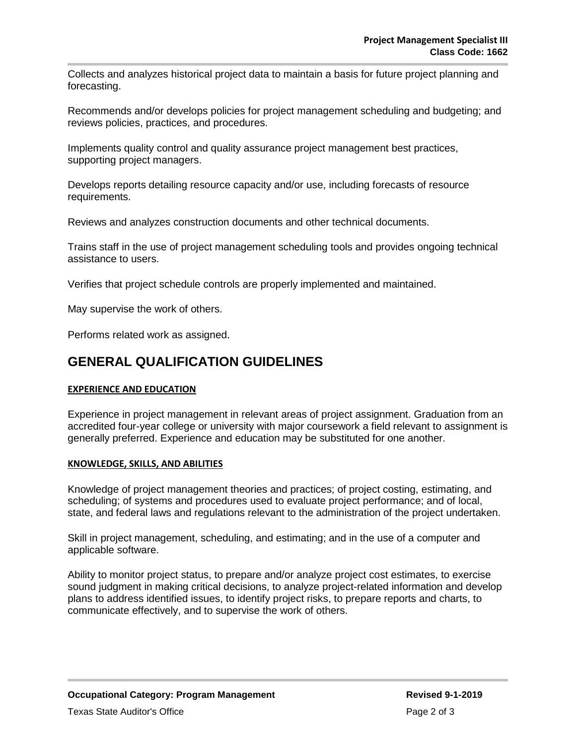Collects and analyzes historical project data to maintain a basis for future project planning and forecasting.

Recommends and/or develops policies for project management scheduling and budgeting; and reviews policies, practices, and procedures.

Implements quality control and quality assurance project management best practices, supporting project managers.

Develops reports detailing resource capacity and/or use, including forecasts of resource requirements.

Reviews and analyzes construction documents and other technical documents.

Trains staff in the use of project management scheduling tools and provides ongoing technical assistance to users.

Verifies that project schedule controls are properly implemented and maintained.

May supervise the work of others.

Performs related work as assigned.

# GENERAL QUALIFICATION GUIDELINES

### EXPERIENCE AND EDUCATION

Experience in project management in relevant areas of project assignment. Graduation from an accredited four-year college or university with major coursework a field relevant to assignment is generally preferred. Experience and education may be substituted for one another.

### KNOWLEDGE, SKILLS, AND ABILITIES

Knowledge of project management theories and practices; of project costing, estimating, and scheduling; of systems and procedures used to evaluate project performance; and of local, state, and federal laws and regulations relevant to the administration of the project undertaken.

Skill in project management, scheduling, and estimating; and in the use of a computer and applicable software.

Ability to monitor project status, to prepare and/or analyze project cost estimates, to exercise sound judgment in making critical decisions, to analyze project-related information and develop plans to address identified issues, to identify project risks, to prepare reports and charts, to communicate effectively, and to supervise the work of others.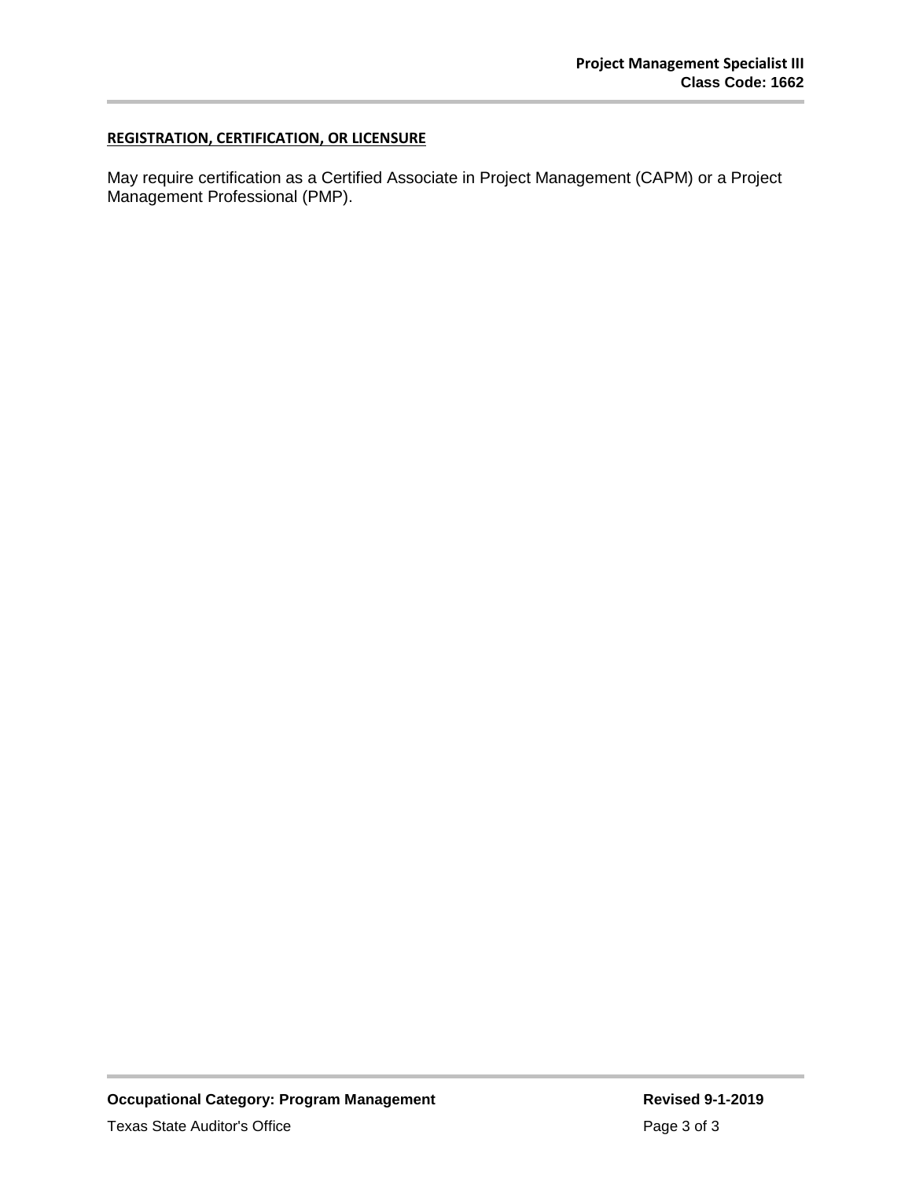## REGISTRATION, CERTIFICATION, OR LICENSURE

May require certification as a Certified Associate in Project Management (CAPM) or a Project Management Professional (PMP).